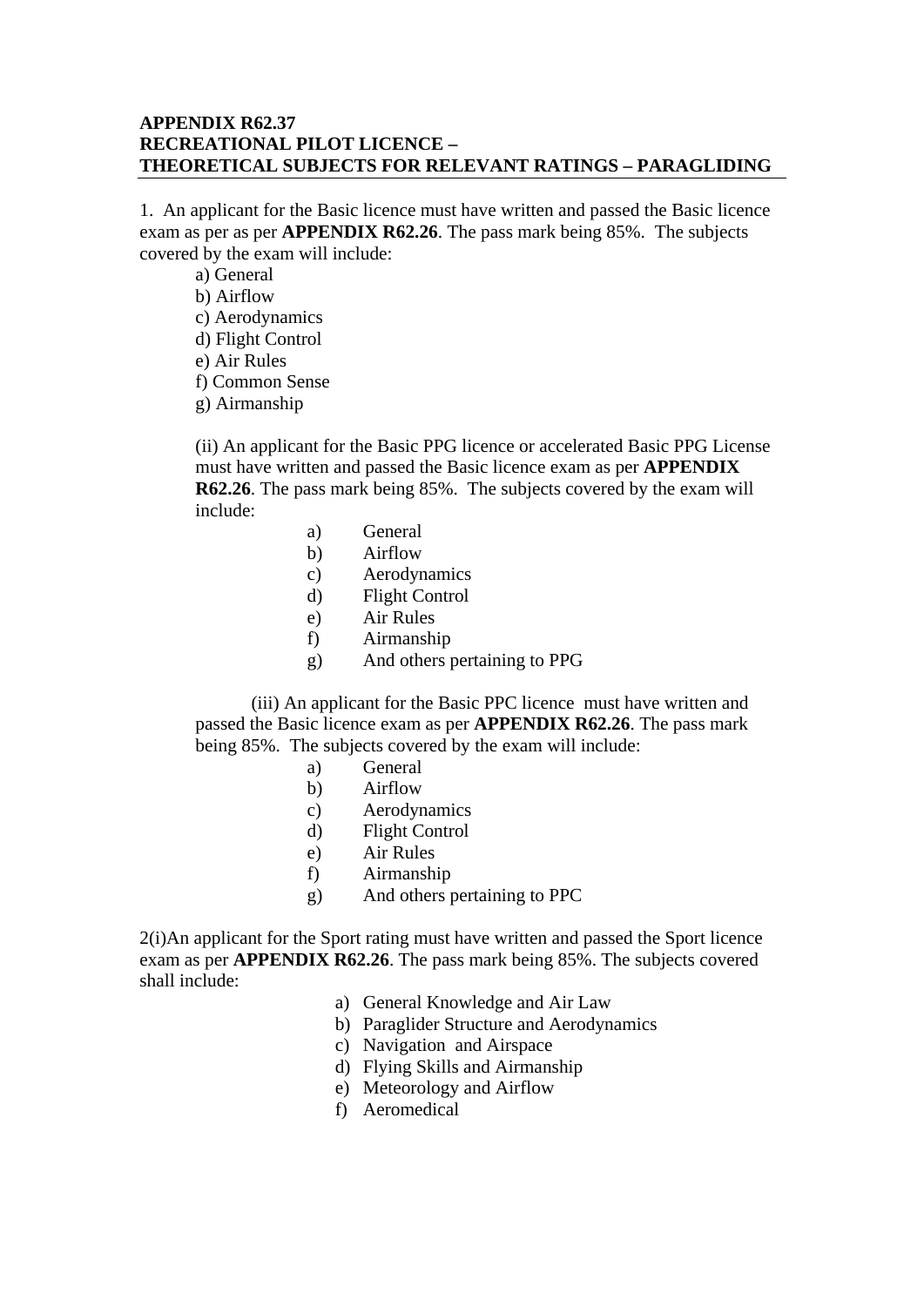**APPENDIX R62.37**
**RECREATIONAL PILOT LICENCE –**
**THEORETICAL SUBJECTS FOR RELEVANT RATINGS – PARAGLIDING**

---

1. An applicant for the Basic licence must have written and passed the Basic licence exam as per as per **APPENDIX R62.26**. The pass mark being 85%. The subjects covered by the exam will include:

   a) General
   b) Airflow
   c) Aerodynamics
   d) Flight Control
   e) Air Rules
   f) Common Sense
   g) Airmanship

   (ii) An applicant for the Basic PPG licence or accelerated Basic PPG License must have written and passed the Basic licence exam as per **APPENDIX R62.26**. The pass mark being 85%. The subjects covered by the exam will include:

   a) General
   b) Airflow
   c) Aerodynamics
   d) Flight Control
   e) Air Rules
   f) Airmanship
   g) And others pertaining to PPG

   (iii) An applicant for the Basic PPC licence must have written and passed the Basic licence exam as per **APPENDIX R62.26**. The pass mark being 85%. The subjects covered by the exam will include:

   a) General
   b) Airflow
   c) Aerodynamics
   d) Flight Control
   e) Air Rules
   f) Airmanship
   g) And others pertaining to PPC

2(i)An applicant for the Sport rating must have written and passed the Sport licence exam as per **APPENDIX R62.26**. The pass mark being 85%. The subjects covered shall include:

   a) General Knowledge and Air Law
   b) Paraglider Structure and Aerodynamics
   c) Navigation and Airspace
   d) Flying Skills and Airmanship
   e) Meteorology and Airflow
   f) Aeromedical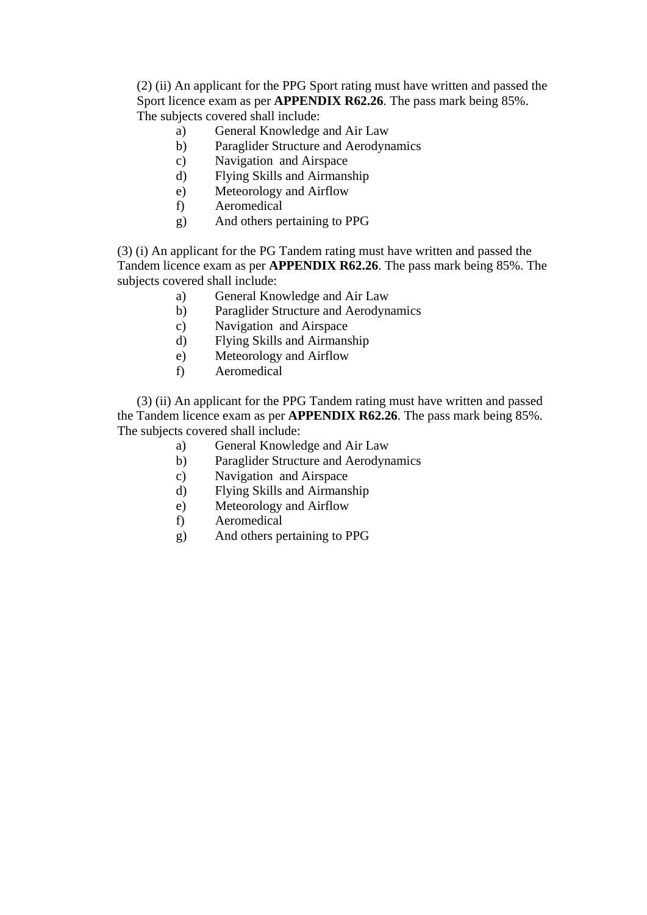(2) (ii) An applicant for the PPG Sport rating must have written and passed the Sport licence exam as per **APPENDIX R62.26**. The pass mark being 85%. The subjects covered shall include:

a) General Knowledge and Air Law
b) Paraglider Structure and Aerodynamics
c) Navigation and Airspace
d) Flying Skills and Airmanship
e) Meteorology and Airflow
f) Aeromedical
g) And others pertaining to PPG

(3) (i) An applicant for the PG Tandem rating must have written and passed the Tandem licence exam as per **APPENDIX R62.26**. The pass mark being 85%. The subjects covered shall include:

a) General Knowledge and Air Law
b) Paraglider Structure and Aerodynamics
c) Navigation and Airspace
d) Flying Skills and Airmanship
e) Meteorology and Airflow
f) Aeromedical

(3) (ii) An applicant for the PPG Tandem rating must have written and passed the Tandem licence exam as per **APPENDIX R62.26**. The pass mark being 85%. The subjects covered shall include:

a) General Knowledge and Air Law
b) Paraglider Structure and Aerodynamics
c) Navigation and Airspace
d) Flying Skills and Airmanship
e) Meteorology and Airflow
f) Aeromedical
g) And others pertaining to PPG